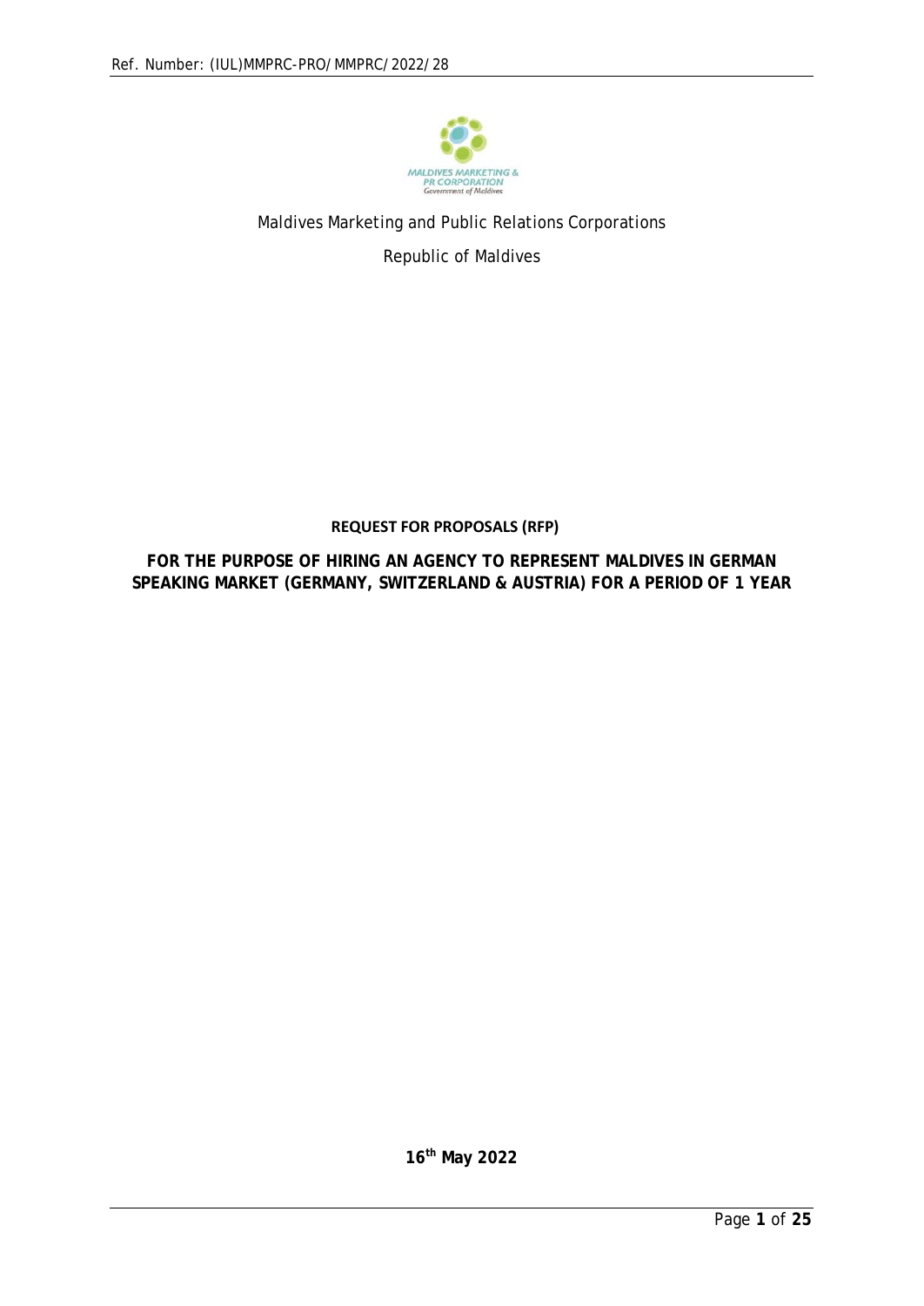Ref. Number: (IUL)MMPRC-PRO/MMPRC/2022/28

Maldives Marketing and Public Relations Corporations

Republic of Maldives

**REQUEST FOR PROPOSALS (RFP)**

**FOR THE PURPOSE OF HIRING AN AGENCY TO REPRESENT MALDIVES IN GERMAN SPEAKING MARKET (GERMANY, SWITZERLAND & AUSTRIA) FOR A PERIOD OF 1 YEAR**

**16th May 2022**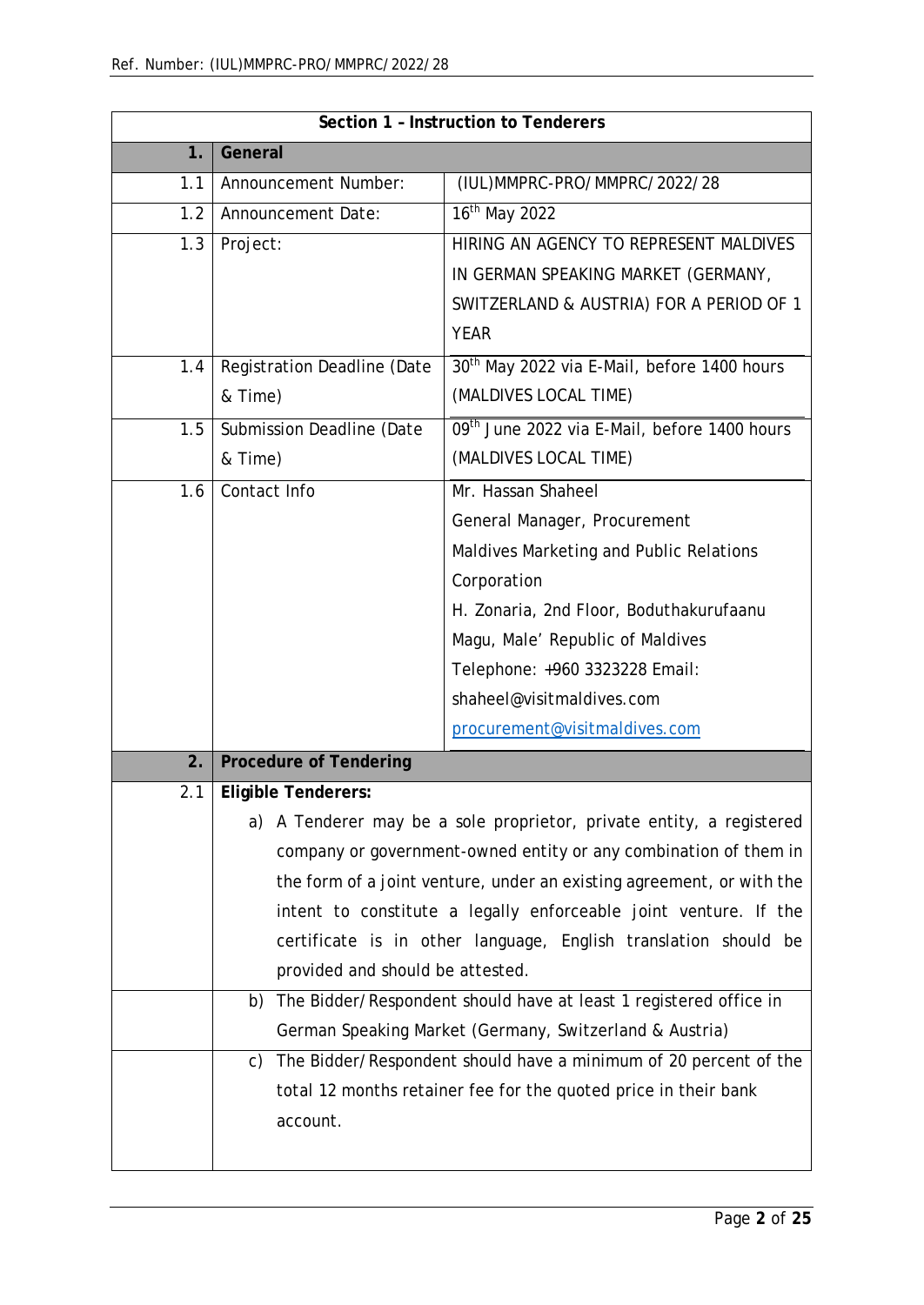| Section 1 – Instruction to Tenderers | | |
|---|---|---|
| **1.** | **General** | |
| 1.1 | Announcement Number: | (IUL)MMPRC-PRO/MMPRC/2022/28 |
| 1.2 | Announcement Date: | 16th May 2022 |
| 1.3 | Project: | HIRING AN AGENCY TO REPRESENT MALDIVES IN GERMAN SPEAKING MARKET (GERMANY, SWITZERLAND & AUSTRIA) FOR A PERIOD OF 1 YEAR |
| 1.4 | Registration Deadline (Date & Time) | 30th May 2022 via E-Mail, before 1400 hours (MALDIVES LOCAL TIME) |
| 1.5 | Submission Deadline (Date & Time) | 09th June 2022 via E-Mail, before 1400 hours (MALDIVES LOCAL TIME) |
| 1.6 | Contact Info | Mr. Hassan Shaheel<br>General Manager, Procurement<br>Maldives Marketing and Public Relations Corporation<br>H. Zonaria, 2nd Floor, Boduthakurufaanu Magu, Male' Republic of Maldives<br>Telephone: +960 3323228 Email:<br>shaheel@visitmaldives.com<br>procurement@visitmaldives.com |
| **2.** | **Procedure of Tendering** | |
| 2.1 | **Eligible Tenderers:** | |
| | a) A Tenderer may be a sole proprietor, private entity, a registered company or government-owned entity or any combination of them in the form of a joint venture, under an existing agreement, or with the intent to constitute a legally enforceable joint venture. If the certificate is in other language, English translation should be provided and should be attested. | |
| | b) The Bidder/Respondent should have at least 1 registered office in German Speaking Market (Germany, Switzerland & Austria) | |
| | c) The Bidder/Respondent should have a minimum of 20 percent of the total 12 months retainer fee for the quoted price in their bank account. | |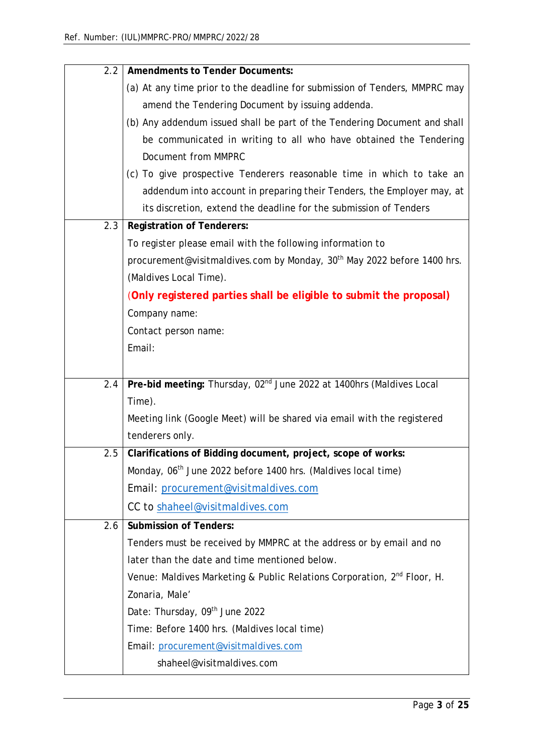| | |
|---|---|
| 2.2 | **Amendments to Tender Documents:**<br>(a) At any time prior to the deadline for submission of Tenders, MMPRC may amend the Tendering Document by issuing addenda.<br>(b) Any addendum issued shall be part of the Tendering Document and shall be communicated in writing to all who have obtained the Tendering Document from MMPRC<br>(c) To give prospective Tenderers reasonable time in which to take an addendum into account in preparing their Tenders, the Employer may, at its discretion, extend the deadline for the submission of Tenders |
| 2.3 | **Registration of Tenderers:**<br>To register please email with the following information to procurement@visitmaldives.com by Monday, 30th May 2022 before 1400 hrs. (Maldives Local Time).<br>**(Only registered parties shall be eligible to submit the proposal)**<br>Company name:<br>Contact person name:<br>Email: |
| 2.4 | **Pre-bid meeting:** Thursday, 02nd June 2022 at 1400hrs (Maldives Local Time).<br>Meeting link (Google Meet) will be shared via email with the registered tenderers only. |
| 2.5 | **Clarifications of Bidding document, project, scope of works:**<br>Monday, 06th June 2022 before 1400 hrs. (Maldives local time)<br>Email: procurement@visitmaldives.com<br>CC to shaheel@visitmaldives.com |
| 2.6 | **Submission of Tenders:**<br>Tenders must be received by MMPRC at the address or by email and no later than the date and time mentioned below.<br>Venue: Maldives Marketing & Public Relations Corporation, 2nd Floor, H. Zonaria, Male'<br>Date: Thursday, 09th June 2022<br>Time: Before 1400 hrs. (Maldives local time)<br>Email: procurement@visitmaldives.com<br>shaheel@visitmaldives.com |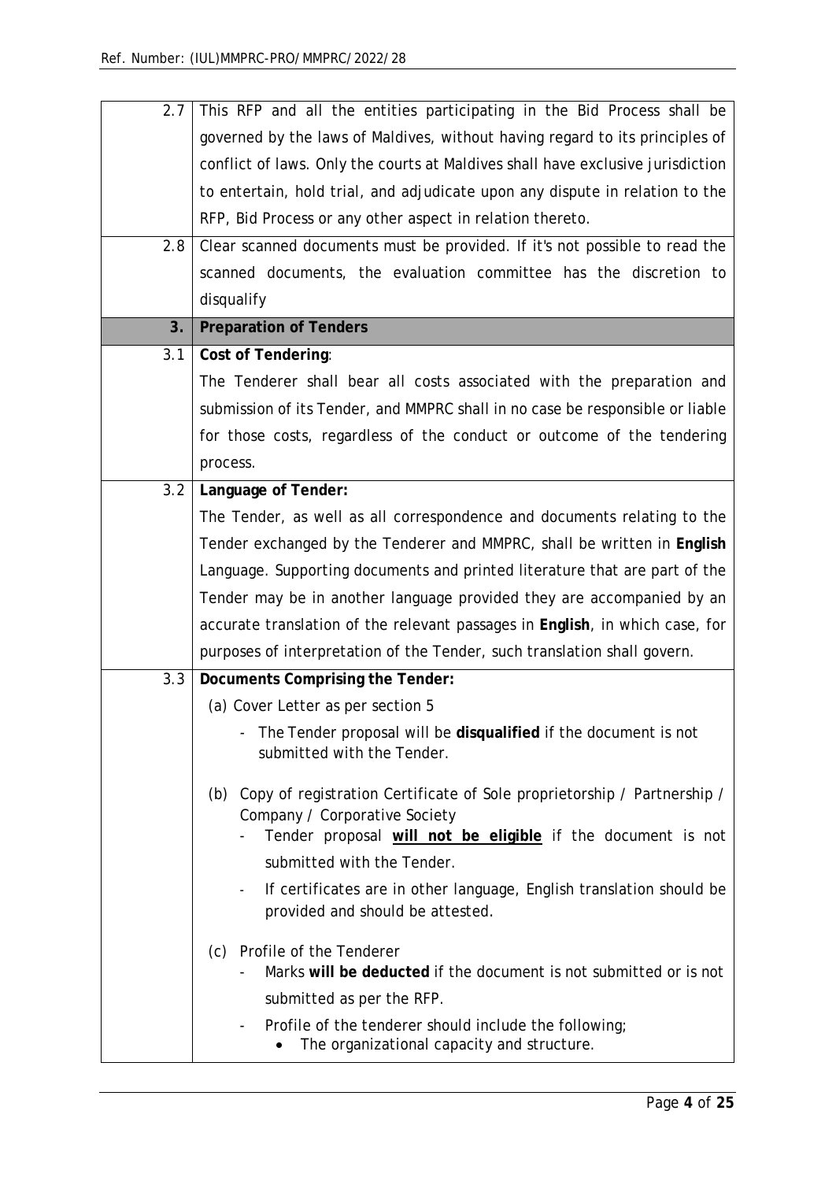| | |
|---|---|
| 2.7 | This RFP and all the entities participating in the Bid Process shall be governed by the laws of Maldives, without having regard to its principles of conflict of laws. Only the courts at Maldives shall have exclusive jurisdiction to entertain, hold trial, and adjudicate upon any dispute in relation to the RFP, Bid Process or any other aspect in relation thereto. |
| 2.8 | Clear scanned documents must be provided. If it's not possible to read the scanned documents, the evaluation committee has the discretion to disqualify |
| **3.** | **Preparation of Tenders** |
| 3.1 | **Cost of Tendering**:<br>The Tenderer shall bear all costs associated with the preparation and submission of its Tender, and MMPRC shall in no case be responsible or liable for those costs, regardless of the conduct or outcome of the tendering process. |
| 3.2 | **Language of Tender:**<br>The Tender, as well as all correspondence and documents relating to the Tender exchanged by the Tenderer and MMPRC, shall be written in **English** Language. Supporting documents and printed literature that are part of the Tender may be in another language provided they are accompanied by an accurate translation of the relevant passages in **English**, in which case, for purposes of interpretation of the Tender, such translation shall govern. |
| 3.3 | **Documents Comprising the Tender:**<br>(a) Cover Letter as per section 5<br>- The Tender proposal will be **disqualified** if the document is not submitted with the Tender.<br><br>(b) Copy of registration Certificate of Sole proprietorship / Partnership / Company / Corporative Society<br>- Tender proposal **<u>will not be eligible</u>** if the document is not submitted with the Tender.<br>- If certificates are in other language, English translation should be provided and should be attested.<br><br>(c) Profile of the Tenderer<br>- Marks **will be deducted** if the document is not submitted or is not submitted as per the RFP.<br>- Profile of the tenderer should include the following;<br>• The organizational capacity and structure. |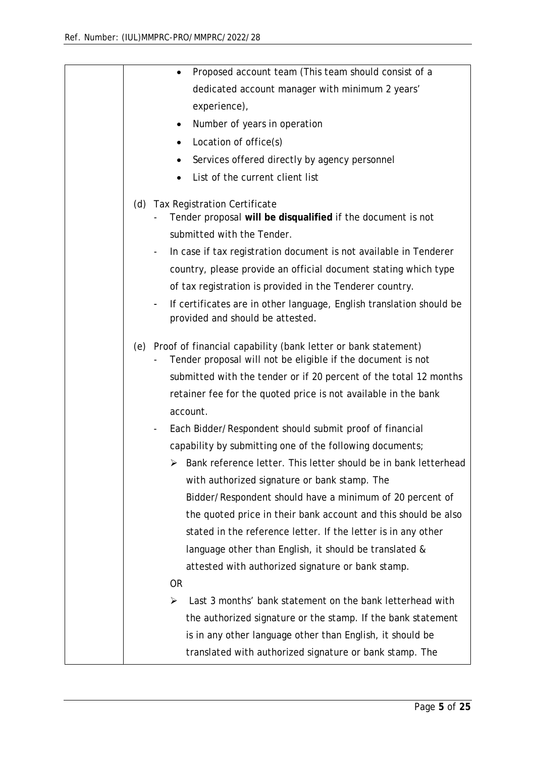| | • Proposed account team (This team should consist of a dedicated account manager with minimum 2 years' experience),<br>• Number of years in operation<br>• Location of office(s)<br>• Services offered directly by agency personnel<br>• List of the current client list<br><br>(d) Tax Registration Certificate<br>- Tender proposal **will be disqualified** if the document is not submitted with the Tender.<br>- In case if tax registration document is not available in Tenderer country, please provide an official document stating which type of tax registration is provided in the Tenderer country.<br>- If certificates are in other language, English translation should be provided and should be attested.<br><br>(e) Proof of financial capability (bank letter or bank statement)<br>- Tender proposal will not be eligible if the document is not submitted with the tender or if 20 percent of the total 12 months retainer fee for the quoted price is not available in the bank account.<br>- Each Bidder/Respondent should submit proof of financial capability by submitting one of the following documents;<br>➢ Bank reference letter. This letter should be in bank letterhead with authorized signature or bank stamp. The Bidder/Respondent should have a minimum of 20 percent of the quoted price in their bank account and this should be also stated in the reference letter. If the letter is in any other language other than English, it should be translated & attested with authorized signature or bank stamp.<br>OR<br>➢ Last 3 months' bank statement on the bank letterhead with the authorized signature or the stamp. If the bank statement is in any other language other than English, it should be translated with authorized signature or bank stamp. The |
|---|---|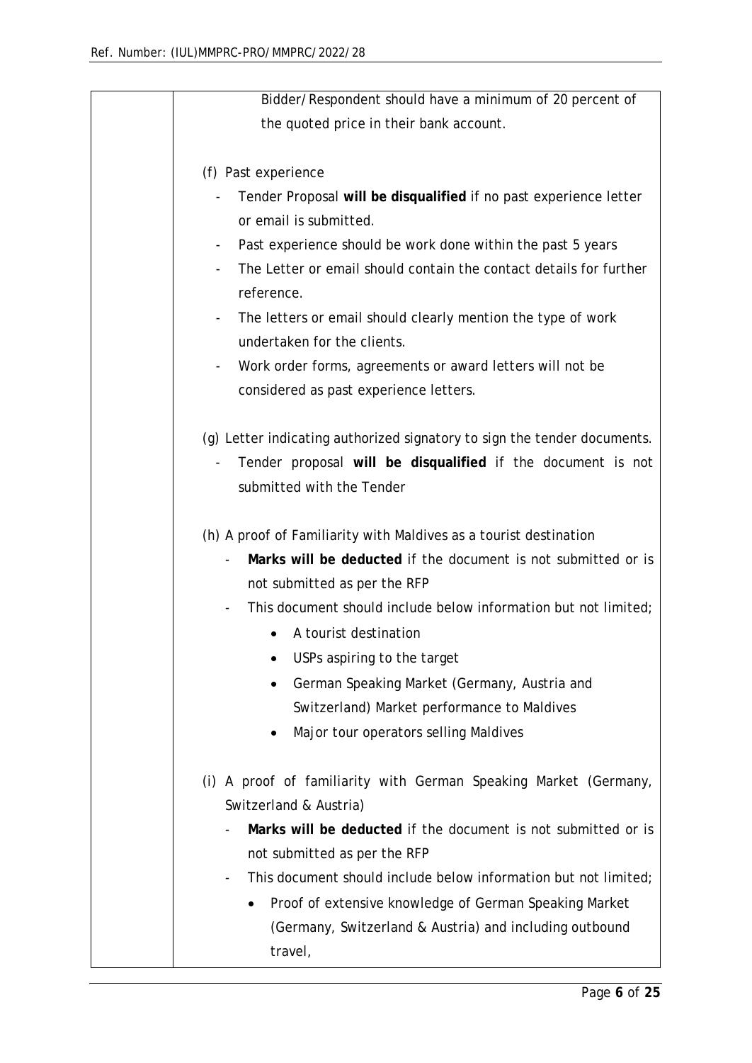| | Bidder/Respondent should have a minimum of 20 percent of the quoted price in their bank account.<br><br>(f) Past experience<br>- Tender Proposal **will be disqualified** if no past experience letter or email is submitted.<br>- Past experience should be work done within the past 5 years<br>- The Letter or email should contain the contact details for further reference.<br>- The letters or email should clearly mention the type of work undertaken for the clients.<br>- Work order forms, agreements or award letters will not be considered as past experience letters.<br><br>(g) Letter indicating authorized signatory to sign the tender documents.<br>- Tender proposal **will be disqualified** if the document is not submitted with the Tender<br><br>(h) A proof of Familiarity with Maldives as a tourist destination<br>- **Marks will be deducted** if the document is not submitted or is not submitted as per the RFP<br>- This document should include below information but not limited;<br>• A tourist destination<br>• USPs aspiring to the target<br>• German Speaking Market (Germany, Austria and Switzerland) Market performance to Maldives<br>• Major tour operators selling Maldives<br><br>(i) A proof of familiarity with German Speaking Market (Germany, Switzerland & Austria)<br>- **Marks will be deducted** if the document is not submitted or is not submitted as per the RFP<br>- This document should include below information but not limited;<br>• Proof of extensive knowledge of German Speaking Market (Germany, Switzerland & Austria) and including outbound travel, |
|---|---|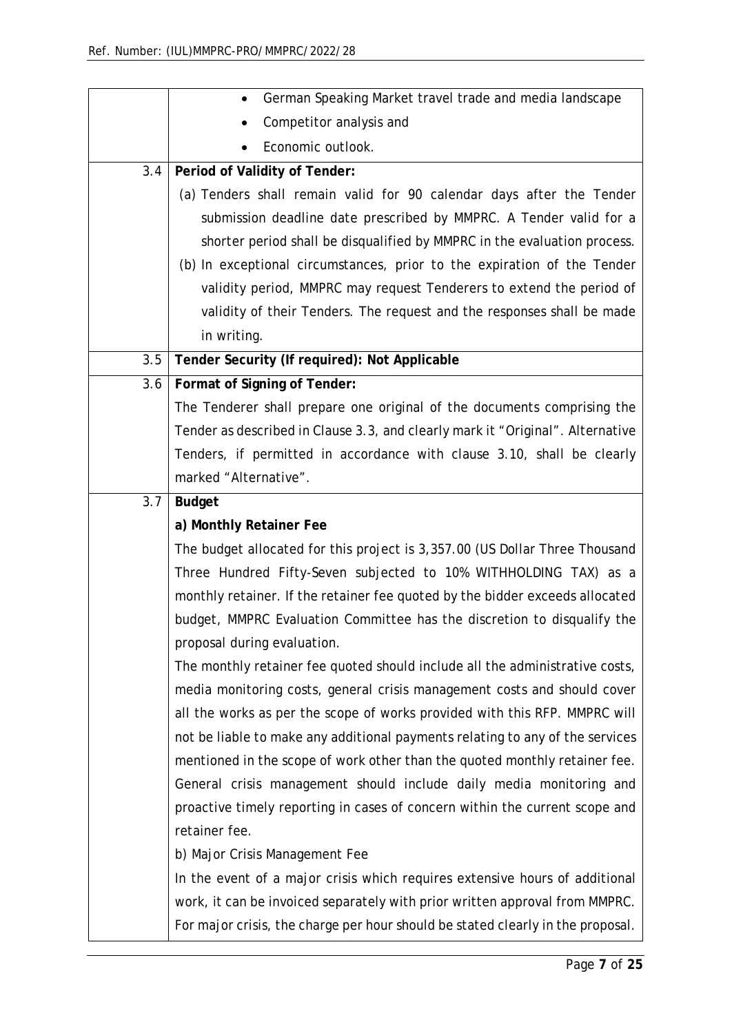| | |
|---|---|
| | • German Speaking Market travel trade and media landscape<br>• Competitor analysis and<br>• Economic outlook. |
| 3.4 | **Period of Validity of Tender:**<br>(a) Tenders shall remain valid for 90 calendar days after the Tender submission deadline date prescribed by MMPRC. A Tender valid for a shorter period shall be disqualified by MMPRC in the evaluation process.<br>(b) In exceptional circumstances, prior to the expiration of the Tender validity period, MMPRC may request Tenderers to extend the period of validity of their Tenders. The request and the responses shall be made in writing. |
| 3.5 | **Tender Security (If required): Not Applicable** |
| 3.6 | **Format of Signing of Tender:**<br>The Tenderer shall prepare one original of the documents comprising the Tender as described in Clause 3.3, and clearly mark it "Original". Alternative Tenders, if permitted in accordance with clause 3.10, shall be clearly marked "Alternative". |
| 3.7 | **Budget**<br>**a) Monthly Retainer Fee**<br>The budget allocated for this project is 3,357.00 (US Dollar Three Thousand Three Hundred Fifty-Seven subjected to 10% WITHHOLDING TAX) as a monthly retainer. If the retainer fee quoted by the bidder exceeds allocated budget, MMPRC Evaluation Committee has the discretion to disqualify the proposal during evaluation.<br>The monthly retainer fee quoted should include all the administrative costs, media monitoring costs, general crisis management costs and should cover all the works as per the scope of works provided with this RFP. MMPRC will not be liable to make any additional payments relating to any of the services mentioned in the scope of work other than the quoted monthly retainer fee. General crisis management should include daily media monitoring and proactive timely reporting in cases of concern within the current scope and retainer fee.<br>b) Major Crisis Management Fee<br>In the event of a major crisis which requires extensive hours of additional work, it can be invoiced separately with prior written approval from MMPRC. For major crisis, the charge per hour should be stated clearly in the proposal. |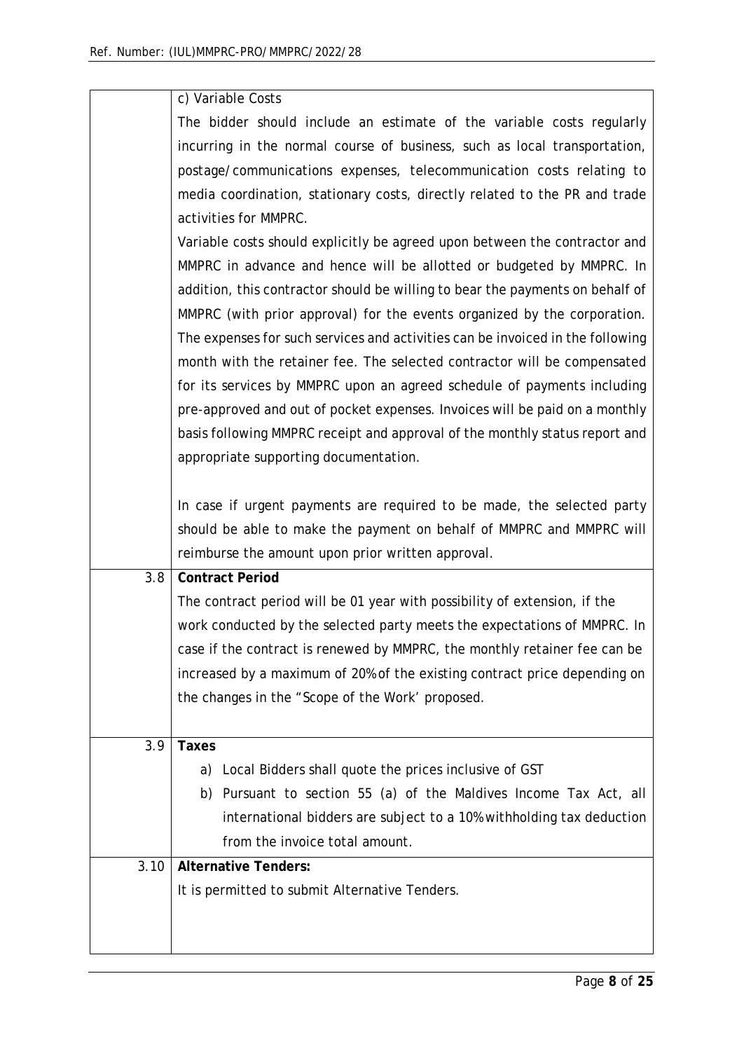| | |
|---|---|
| | c) Variable Costs<br>The bidder should include an estimate of the variable costs regularly incurring in the normal course of business, such as local transportation, postage/communications expenses, telecommunication costs relating to media coordination, stationary costs, directly related to the PR and trade activities for MMPRC.<br>Variable costs should explicitly be agreed upon between the contractor and MMPRC in advance and hence will be allotted or budgeted by MMPRC. In addition, this contractor should be willing to bear the payments on behalf of MMPRC (with prior approval) for the events organized by the corporation. The expenses for such services and activities can be invoiced in the following month with the retainer fee. The selected contractor will be compensated for its services by MMPRC upon an agreed schedule of payments including pre-approved and out of pocket expenses. Invoices will be paid on a monthly basis following MMPRC receipt and approval of the monthly status report and appropriate supporting documentation.<br><br>In case if urgent payments are required to be made, the selected party should be able to make the payment on behalf of MMPRC and MMPRC will reimburse the amount upon prior written approval. |
| 3.8 | **Contract Period**<br>The contract period will be 01 year with possibility of extension, if the work conducted by the selected party meets the expectations of MMPRC. In case if the contract is renewed by MMPRC, the monthly retainer fee can be increased by a maximum of 20% of the existing contract price depending on the changes in the "Scope of the Work' proposed. |
| 3.9 | **Taxes**<br>a) Local Bidders shall quote the prices inclusive of GST<br>b) Pursuant to section 55 (a) of the Maldives Income Tax Act, all international bidders are subject to a 10% withholding tax deduction from the invoice total amount. |
| 3.10 | **Alternative Tenders:**<br>It is permitted to submit Alternative Tenders. |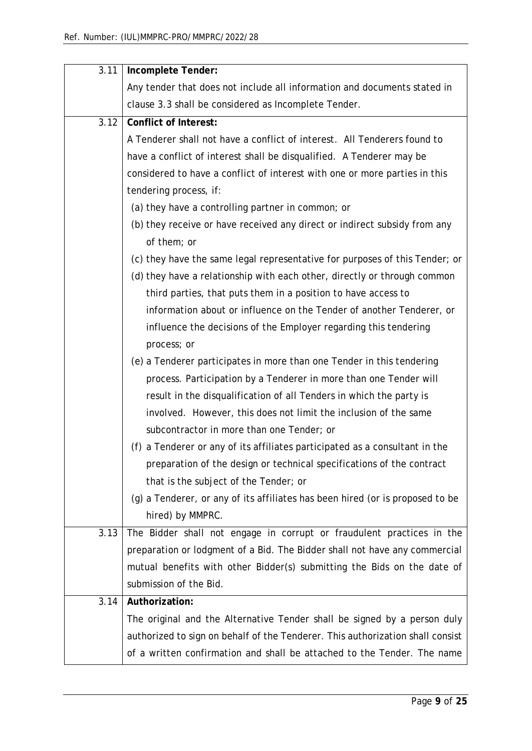| | |
|---|---|
| 3.11 | **Incomplete Tender:**<br>Any tender that does not include all information and documents stated in clause 3.3 shall be considered as Incomplete Tender. |
| 3.12 | **Conflict of Interest:**<br>A Tenderer shall not have a conflict of interest. All Tenderers found to have a conflict of interest shall be disqualified. A Tenderer may be considered to have a conflict of interest with one or more parties in this tendering process, if:<br>(a) they have a controlling partner in common; or<br>(b) they receive or have received any direct or indirect subsidy from any of them; or<br>(c) they have the same legal representative for purposes of this Tender; or<br>(d) they have a relationship with each other, directly or through common third parties, that puts them in a position to have access to information about or influence on the Tender of another Tenderer, or influence the decisions of the Employer regarding this tendering process; or<br>(e) a Tenderer participates in more than one Tender in this tendering process. Participation by a Tenderer in more than one Tender will result in the disqualification of all Tenders in which the party is involved. However, this does not limit the inclusion of the same subcontractor in more than one Tender; or<br>(f) a Tenderer or any of its affiliates participated as a consultant in the preparation of the design or technical specifications of the contract that is the subject of the Tender; or<br>(g) a Tenderer, or any of its affiliates has been hired (or is proposed to be hired) by MMPRC. |
| 3.13 | The Bidder shall not engage in corrupt or fraudulent practices in the preparation or lodgment of a Bid. The Bidder shall not have any commercial mutual benefits with other Bidder(s) submitting the Bids on the date of submission of the Bid. |
| 3.14 | **Authorization:**<br>The original and the Alternative Tender shall be signed by a person duly authorized to sign on behalf of the Tenderer. This authorization shall consist of a written confirmation and shall be attached to the Tender. The name |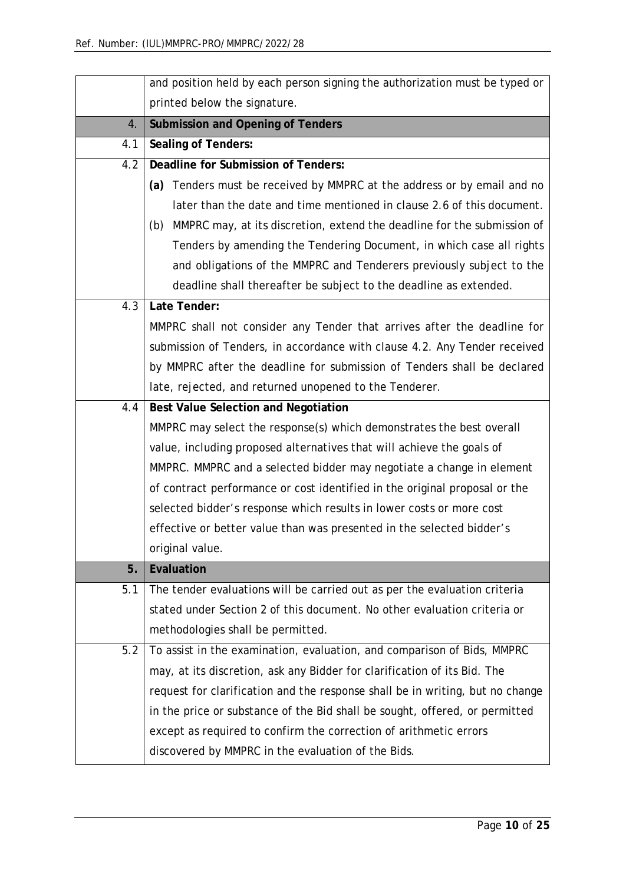|  |  |
|---|---|
|  | and position held by each person signing the authorization must be typed or printed below the signature. |
| 4. | **Submission and Opening of Tenders** |
| 4.1 | **Sealing of Tenders:** |
| 4.2 | **Deadline for Submission of Tenders:**<br>**(a)** Tenders must be received by MMPRC at the address or by email and no later than the date and time mentioned in clause 2.6 of this document.<br>(b) MMPRC may, at its discretion, extend the deadline for the submission of Tenders by amending the Tendering Document, in which case all rights and obligations of the MMPRC and Tenderers previously subject to the deadline shall thereafter be subject to the deadline as extended. |
| 4.3 | **Late Tender:**<br>MMPRC shall not consider any Tender that arrives after the deadline for submission of Tenders, in accordance with clause 4.2. Any Tender received by MMPRC after the deadline for submission of Tenders shall be declared late, rejected, and returned unopened to the Tenderer. |
| 4.4 | **Best Value Selection and Negotiation**<br>MMPRC may select the response(s) which demonstrates the best overall value, including proposed alternatives that will achieve the goals of MMPRC. MMPRC and a selected bidder may negotiate a change in element of contract performance or cost identified in the original proposal or the selected bidder's response which results in lower costs or more cost effective or better value than was presented in the selected bidder's original value. |
| **5.** | **Evaluation** |
| 5.1 | The tender evaluations will be carried out as per the evaluation criteria stated under Section 2 of this document. No other evaluation criteria or methodologies shall be permitted. |
| 5.2 | To assist in the examination, evaluation, and comparison of Bids, MMPRC may, at its discretion, ask any Bidder for clarification of its Bid. The request for clarification and the response shall be in writing, but no change in the price or substance of the Bid shall be sought, offered, or permitted except as required to confirm the correction of arithmetic errors discovered by MMPRC in the evaluation of the Bids. |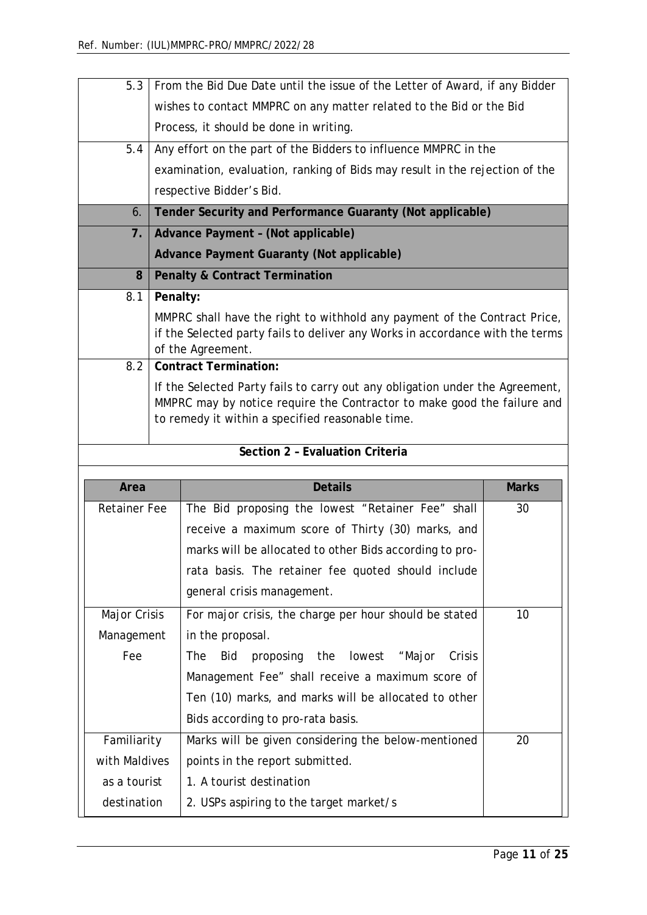| | |
|---|---|
| 5.3 | From the Bid Due Date until the issue of the Letter of Award, if any Bidder wishes to contact MMPRC on any matter related to the Bid or the Bid Process, it should be done in writing. |
| 5.4 | Any effort on the part of the Bidders to influence MMPRC in the examination, evaluation, ranking of Bids may result in the rejection of the respective Bidder's Bid. |
| 6. | **Tender Security and Performance Guaranty (Not applicable)** |
| **7.** | **Advance Payment – (Not applicable)**<br>**Advance Payment Guaranty (Not applicable)** |
| **8** | **Penalty & Contract Termination** |
| 8.1 | **Penalty:**<br>MMPRC shall have the right to withhold any payment of the Contract Price, if the Selected party fails to deliver any Works in accordance with the terms of the Agreement. |
| 8.2 | **Contract Termination:**<br>If the Selected Party fails to carry out any obligation under the Agreement, MMPRC may by notice require the Contractor to make good the failure and to remedy it within a specified reasonable time. |

## Section 2 – Evaluation Criteria

| Area | Details | Marks |
|---|---|---|
| Retainer Fee | The Bid proposing the lowest "Retainer Fee" shall receive a maximum score of Thirty (30) marks, and marks will be allocated to other Bids according to pro-rata basis. The retainer fee quoted should include general crisis management. | 30 |
| Major Crisis Management Fee | For major crisis, the charge per hour should be stated in the proposal.<br>The Bid proposing the lowest "Major Crisis Management Fee" shall receive a maximum score of Ten (10) marks, and marks will be allocated to other Bids according to pro-rata basis. | 10 |
| Familiarity with Maldives as a tourist destination | Marks will be given considering the below-mentioned points in the report submitted.<br>1. A tourist destination<br>2. USPs aspiring to the target market/s | 20 |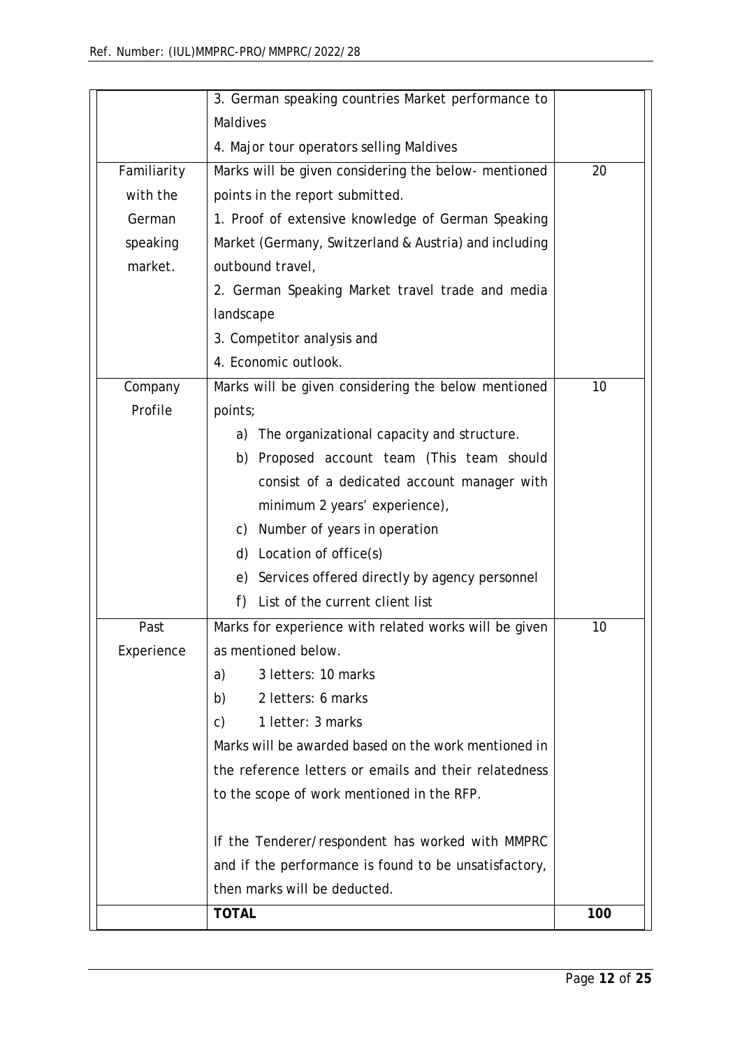| | | |
|---|---|---|
| | 3. German speaking countries Market performance to Maldives<br>4. Major tour operators selling Maldives | |
| Familiarity with the German speaking market. | Marks will be given considering the below- mentioned points in the report submitted.<br>1. Proof of extensive knowledge of German Speaking Market (Germany, Switzerland & Austria) and including outbound travel,<br>2. German Speaking Market travel trade and media landscape<br>3. Competitor analysis and<br>4. Economic outlook. | 20 |
| Company Profile | Marks will be given considering the below mentioned points;<br>a) The organizational capacity and structure.<br>b) Proposed account team (This team should consist of a dedicated account manager with minimum 2 years' experience),<br>c) Number of years in operation<br>d) Location of office(s)<br>e) Services offered directly by agency personnel<br>f) List of the current client list | 10 |
| Past Experience | Marks for experience with related works will be given as mentioned below.<br>a) 3 letters: 10 marks<br>b) 2 letters: 6 marks<br>c) 1 letter: 3 marks<br>Marks will be awarded based on the work mentioned in the reference letters or emails and their relatedness to the scope of work mentioned in the RFP.<br><br>If the Tenderer/respondent has worked with MMPRC and if the performance is found to be unsatisfactory, then marks will be deducted. | 10 |
| | **TOTAL** | **100** |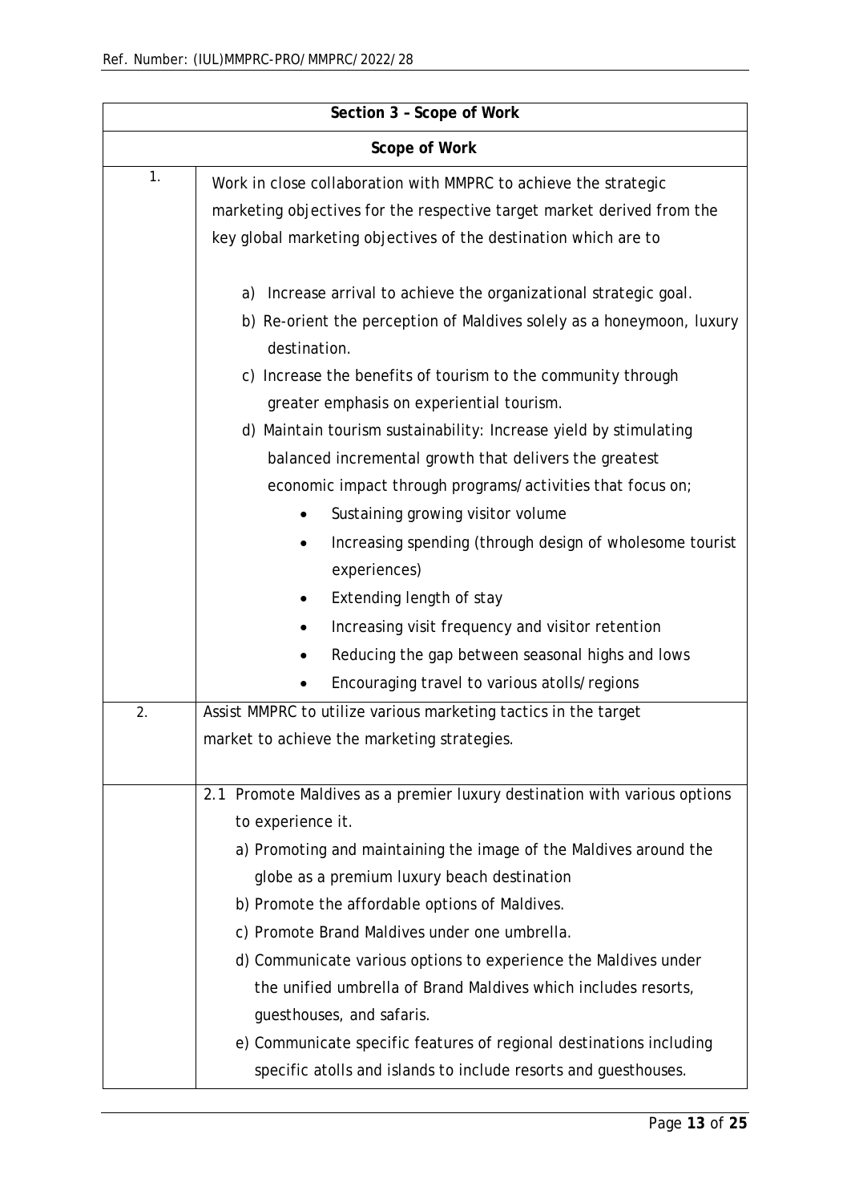| Section 3 – Scope of Work | |
|---|---|
| **Scope of Work** | |
| 1. | Work in close collaboration with MMPRC to achieve the strategic marketing objectives for the respective target market derived from the key global marketing objectives of the destination which are to<br><br>a) Increase arrival to achieve the organizational strategic goal.<br>b) Re-orient the perception of Maldives solely as a honeymoon, luxury destination.<br>c) Increase the benefits of tourism to the community through greater emphasis on experiential tourism.<br>d) Maintain tourism sustainability: Increase yield by stimulating balanced incremental growth that delivers the greatest economic impact through programs/activities that focus on;<br>• Sustaining growing visitor volume<br>• Increasing spending (through design of wholesome tourist experiences)<br>• Extending length of stay<br>• Increasing visit frequency and visitor retention<br>• Reducing the gap between seasonal highs and lows<br>• Encouraging travel to various atolls/regions |
| 2. | Assist MMPRC to utilize various marketing tactics in the target market to achieve the marketing strategies. |
| | 2.1 Promote Maldives as a premier luxury destination with various options to experience it.<br>a) Promoting and maintaining the image of the Maldives around the globe as a premium luxury beach destination<br>b) Promote the affordable options of Maldives.<br>c) Promote Brand Maldives under one umbrella.<br>d) Communicate various options to experience the Maldives under the unified umbrella of Brand Maldives which includes resorts, guesthouses, and safaris.<br>e) Communicate specific features of regional destinations including specific atolls and islands to include resorts and guesthouses. |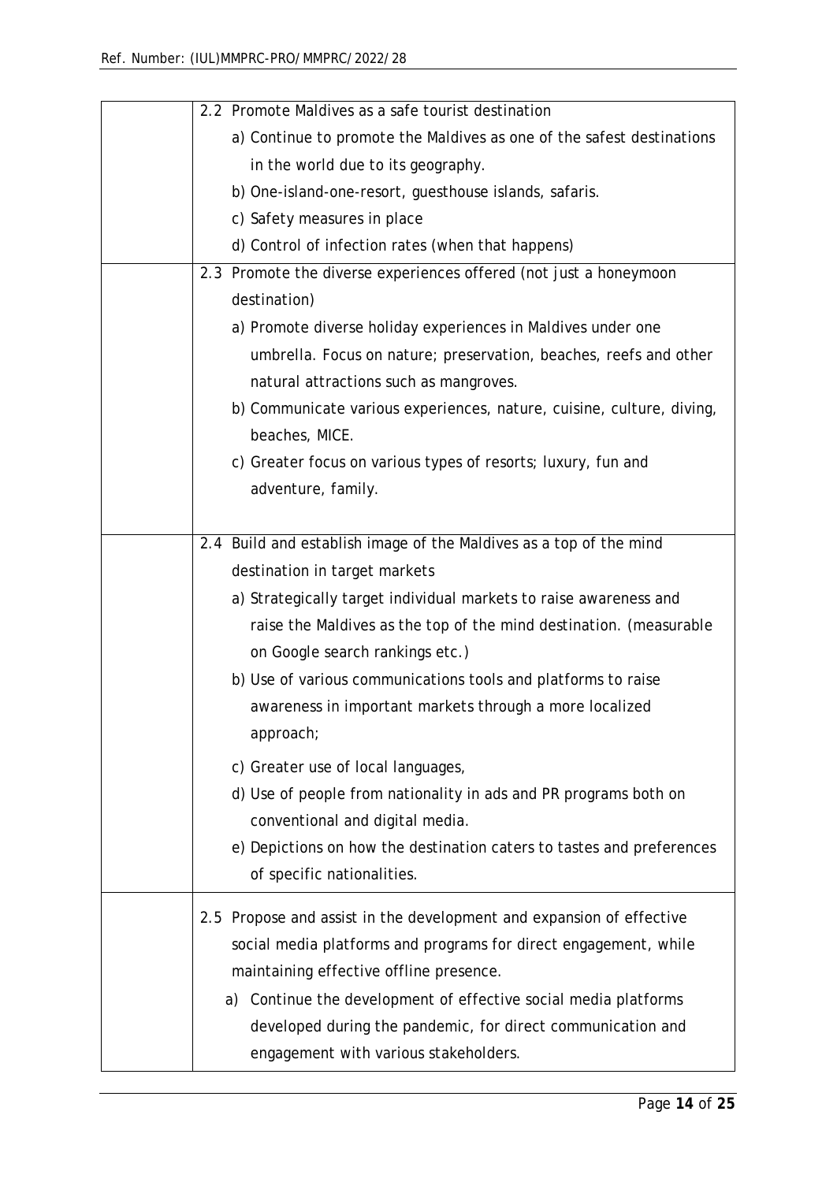| | |
|---|---|
| | 2.2 Promote Maldives as a safe tourist destination<br>a) Continue to promote the Maldives as one of the safest destinations in the world due to its geography.<br>b) One-island-one-resort, guesthouse islands, safaris.<br>c) Safety measures in place<br>d) Control of infection rates (when that happens) |
| | 2.3 Promote the diverse experiences offered (not just a honeymoon destination)<br>a) Promote diverse holiday experiences in Maldives under one umbrella. Focus on nature; preservation, beaches, reefs and other natural attractions such as mangroves.<br>b) Communicate various experiences, nature, cuisine, culture, diving, beaches, MICE.<br>c) Greater focus on various types of resorts; luxury, fun and adventure, family. |
| | 2.4 Build and establish image of the Maldives as a top of the mind destination in target markets<br>a) Strategically target individual markets to raise awareness and raise the Maldives as the top of the mind destination. (measurable on Google search rankings etc.)<br>b) Use of various communications tools and platforms to raise awareness in important markets through a more localized approach;<br>c) Greater use of local languages,<br>d) Use of people from nationality in ads and PR programs both on conventional and digital media.<br>e) Depictions on how the destination caters to tastes and preferences of specific nationalities. |
| | 2.5 Propose and assist in the development and expansion of effective social media platforms and programs for direct engagement, while maintaining effective offline presence.<br>a) Continue the development of effective social media platforms developed during the pandemic, for direct communication and engagement with various stakeholders. |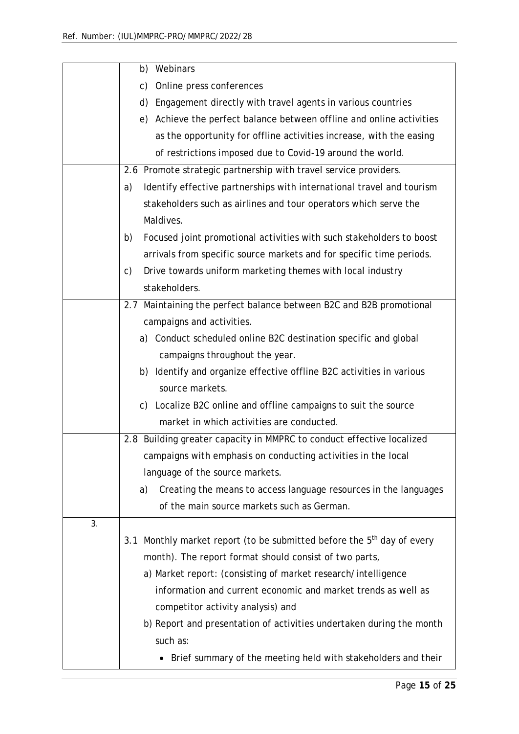| | |
|---|---|
| | b) Webinars<br>c) Online press conferences<br>d) Engagement directly with travel agents in various countries<br>e) Achieve the perfect balance between offline and online activities as the opportunity for offline activities increase, with the easing of restrictions imposed due to Covid-19 around the world. |
| | 2.6 Promote strategic partnership with travel service providers.<br>a) Identify effective partnerships with international travel and tourism stakeholders such as airlines and tour operators which serve the Maldives.<br>b) Focused joint promotional activities with such stakeholders to boost arrivals from specific source markets and for specific time periods.<br>c) Drive towards uniform marketing themes with local industry stakeholders. |
| | 2.7 Maintaining the perfect balance between B2C and B2B promotional campaigns and activities.<br>a) Conduct scheduled online B2C destination specific and global campaigns throughout the year.<br>b) Identify and organize effective offline B2C activities in various source markets.<br>c) Localize B2C online and offline campaigns to suit the source market in which activities are conducted. |
| | 2.8 Building greater capacity in MMPRC to conduct effective localized campaigns with emphasis on conducting activities in the local language of the source markets.<br>a) Creating the means to access language resources in the languages of the main source markets such as German. |
| 3. | 3.1 Monthly market report (to be submitted before the 5th day of every month). The report format should consist of two parts,<br>a) Market report: (consisting of market research/intelligence information and current economic and market trends as well as competitor activity analysis) and<br>b) Report and presentation of activities undertaken during the month such as:<br>• Brief summary of the meeting held with stakeholders and their |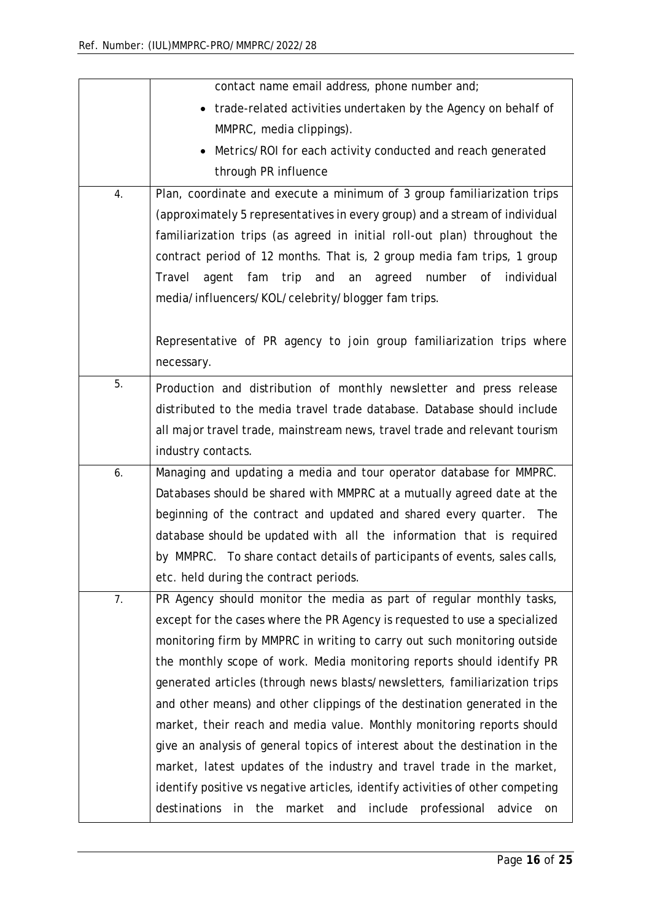| | |
|---|---|
| | contact name email address, phone number and;<br>• trade-related activities undertaken by the Agency on behalf of MMPRC, media clippings).<br>• Metrics/ROI for each activity conducted and reach generated through PR influence |
| 4. | Plan, coordinate and execute a minimum of 3 group familiarization trips (approximately 5 representatives in every group) and a stream of individual familiarization trips (as agreed in initial roll-out plan) throughout the contract period of 12 months. That is, 2 group media fam trips, 1 group Travel agent fam trip and an agreed number of individual media/influencers/KOL/celebrity/blogger fam trips.<br><br>Representative of PR agency to join group familiarization trips where necessary. |
| 5. | Production and distribution of monthly newsletter and press release distributed to the media travel trade database. Database should include all major travel trade, mainstream news, travel trade and relevant tourism industry contacts. |
| 6. | Managing and updating a media and tour operator database for MMPRC. Databases should be shared with MMPRC at a mutually agreed date at the beginning of the contract and updated and shared every quarter. The database should be updated with all the information that is required by MMPRC. To share contact details of participants of events, sales calls, etc. held during the contract periods. |
| 7. | PR Agency should monitor the media as part of regular monthly tasks, except for the cases where the PR Agency is requested to use a specialized monitoring firm by MMPRC in writing to carry out such monitoring outside the monthly scope of work. Media monitoring reports should identify PR generated articles (through news blasts/newsletters, familiarization trips and other means) and other clippings of the destination generated in the market, their reach and media value. Monthly monitoring reports should give an analysis of general topics of interest about the destination in the market, latest updates of the industry and travel trade in the market, identify positive vs negative articles, identify activities of other competing destinations in the market and include professional advice on |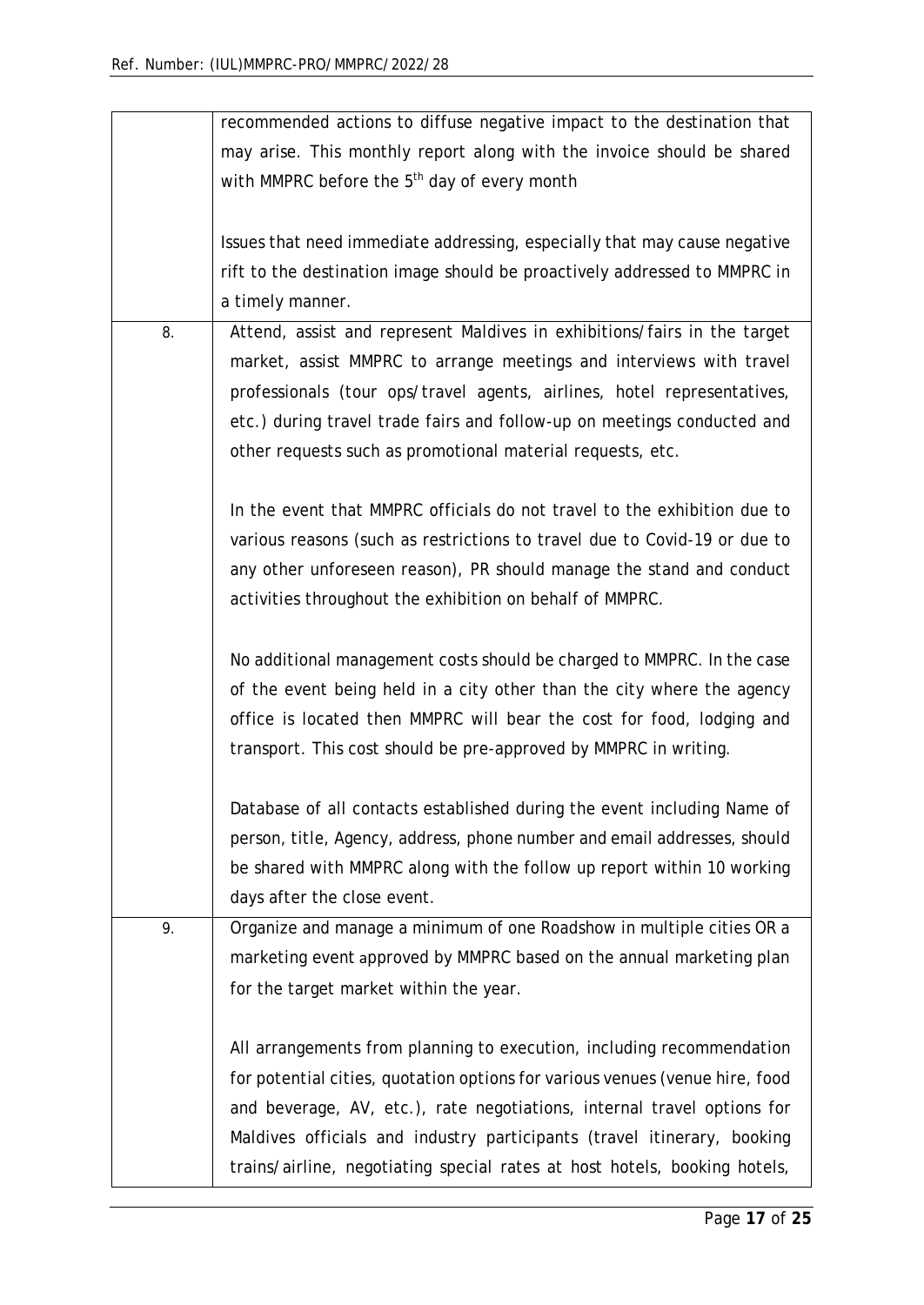| | |
|---|---|
| | recommended actions to diffuse negative impact to the destination that may arise. This monthly report along with the invoice should be shared with MMPRC before the 5th day of every month<br><br>Issues that need immediate addressing, especially that may cause negative rift to the destination image should be proactively addressed to MMPRC in a timely manner. |
| 8. | Attend, assist and represent Maldives in exhibitions/fairs in the target market, assist MMPRC to arrange meetings and interviews with travel professionals (tour ops/travel agents, airlines, hotel representatives, etc.) during travel trade fairs and follow-up on meetings conducted and other requests such as promotional material requests, etc.<br><br>In the event that MMPRC officials do not travel to the exhibition due to various reasons (such as restrictions to travel due to Covid-19 or due to any other unforeseen reason), PR should manage the stand and conduct activities throughout the exhibition on behalf of MMPRC.<br><br>No additional management costs should be charged to MMPRC. In the case of the event being held in a city other than the city where the agency office is located then MMPRC will bear the cost for food, lodging and transport. This cost should be pre-approved by MMPRC in writing.<br><br>Database of all contacts established during the event including Name of person, title, Agency, address, phone number and email addresses, should be shared with MMPRC along with the follow up report within 10 working days after the close event. |
| 9. | Organize and manage a minimum of one Roadshow in multiple cities OR a marketing event approved by MMPRC based on the annual marketing plan for the target market within the year.<br><br>All arrangements from planning to execution, including recommendation for potential cities, quotation options for various venues (venue hire, food and beverage, AV, etc.), rate negotiations, internal travel options for Maldives officials and industry participants (travel itinerary, booking trains/airline, negotiating special rates at host hotels, booking hotels, |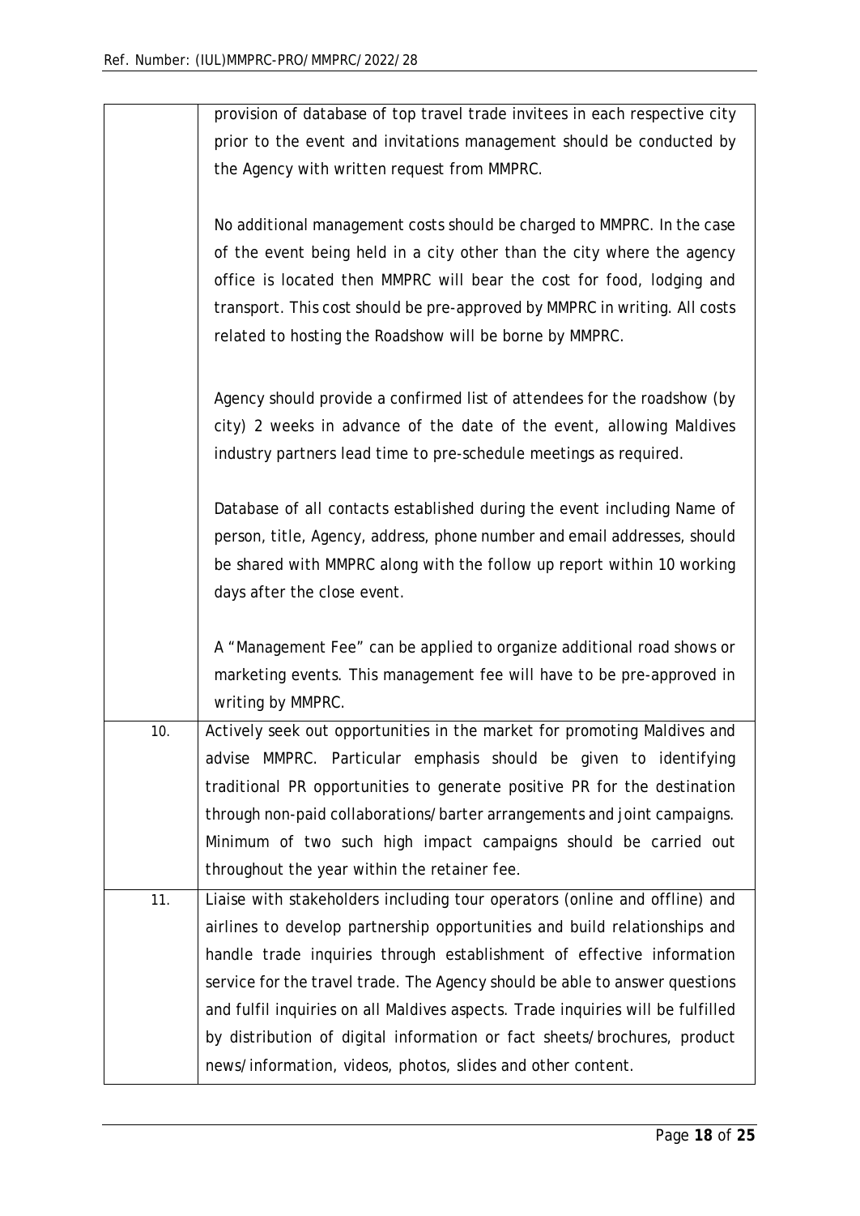| | |
|---|---|
| | provision of database of top travel trade invitees in each respective city prior to the event and invitations management should be conducted by the Agency with written request from MMPRC.<br><br>No additional management costs should be charged to MMPRC. In the case of the event being held in a city other than the city where the agency office is located then MMPRC will bear the cost for food, lodging and transport. This cost should be pre-approved by MMPRC in writing. All costs related to hosting the Roadshow will be borne by MMPRC.<br><br>Agency should provide a confirmed list of attendees for the roadshow (by city) 2 weeks in advance of the date of the event, allowing Maldives industry partners lead time to pre-schedule meetings as required.<br><br>Database of all contacts established during the event including Name of person, title, Agency, address, phone number and email addresses, should be shared with MMPRC along with the follow up report within 10 working days after the close event.<br><br>A "Management Fee" can be applied to organize additional road shows or marketing events. This management fee will have to be pre-approved in writing by MMPRC. |
| 10. | Actively seek out opportunities in the market for promoting Maldives and advise MMPRC. Particular emphasis should be given to identifying traditional PR opportunities to generate positive PR for the destination through non-paid collaborations/barter arrangements and joint campaigns. Minimum of two such high impact campaigns should be carried out throughout the year within the retainer fee. |
| 11. | Liaise with stakeholders including tour operators (online and offline) and airlines to develop partnership opportunities and build relationships and handle trade inquiries through establishment of effective information service for the travel trade. The Agency should be able to answer questions and fulfil inquiries on all Maldives aspects. Trade inquiries will be fulfilled by distribution of digital information or fact sheets/brochures, product news/information, videos, photos, slides and other content. |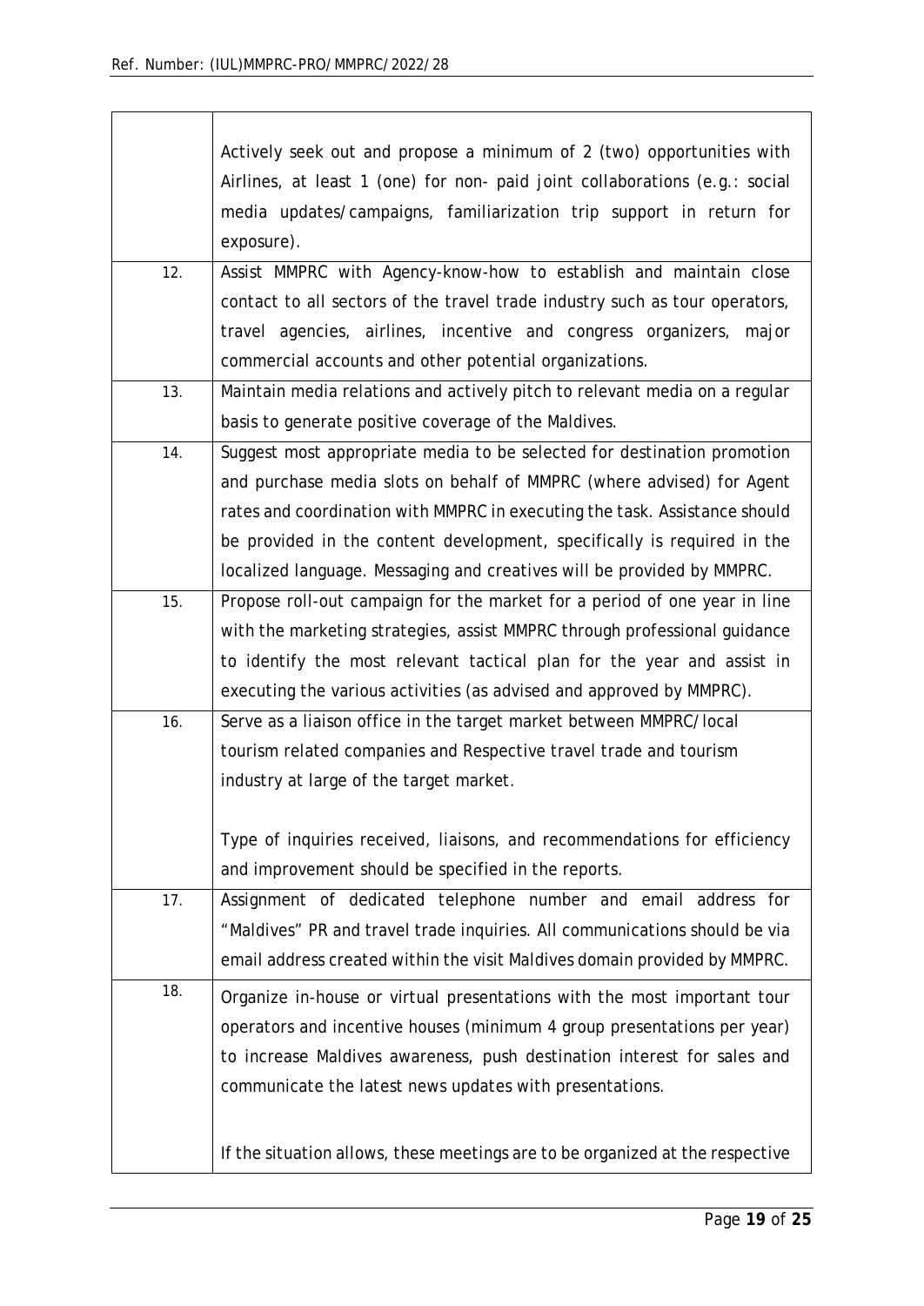| | |
|---|---|
| | Actively seek out and propose a minimum of 2 (two) opportunities with Airlines, at least 1 (one) for non- paid joint collaborations (e.g.: social media updates/campaigns, familiarization trip support in return for exposure). |
| 12. | Assist MMPRC with Agency-know-how to establish and maintain close contact to all sectors of the travel trade industry such as tour operators, travel agencies, airlines, incentive and congress organizers, major commercial accounts and other potential organizations. |
| 13. | Maintain media relations and actively pitch to relevant media on a regular basis to generate positive coverage of the Maldives. |
| 14. | Suggest most appropriate media to be selected for destination promotion and purchase media slots on behalf of MMPRC (where advised) for Agent rates and coordination with MMPRC in executing the task. Assistance should be provided in the content development, specifically is required in the localized language. Messaging and creatives will be provided by MMPRC. |
| 15. | Propose roll-out campaign for the market for a period of one year in line with the marketing strategies, assist MMPRC through professional guidance to identify the most relevant tactical plan for the year and assist in executing the various activities (as advised and approved by MMPRC). |
| 16. | Serve as a liaison office in the target market between MMPRC/local tourism related companies and Respective travel trade and tourism industry at large of the target market.<br><br>Type of inquiries received, liaisons, and recommendations for efficiency and improvement should be specified in the reports. |
| 17. | Assignment of dedicated telephone number and email address for "Maldives" PR and travel trade inquiries. All communications should be via email address created within the visit Maldives domain provided by MMPRC. |
| 18. | Organize in-house or virtual presentations with the most important tour operators and incentive houses (minimum 4 group presentations per year) to increase Maldives awareness, push destination interest for sales and communicate the latest news updates with presentations.<br><br>If the situation allows, these meetings are to be organized at the respective |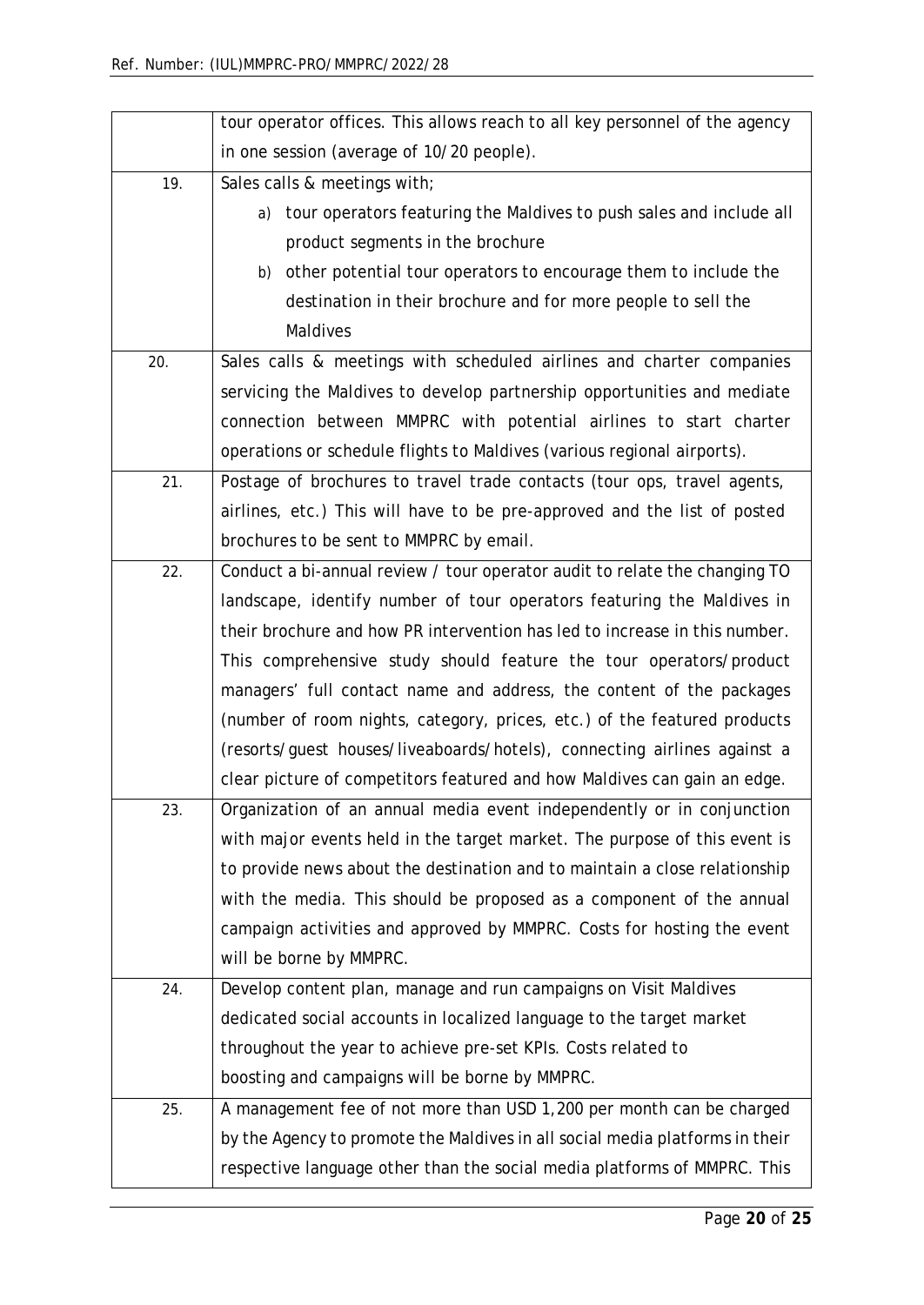| | |
|---|---|
| | tour operator offices. This allows reach to all key personnel of the agency in one session (average of 10/20 people). |
| 19. | Sales calls & meetings with;<br>a) tour operators featuring the Maldives to push sales and include all product segments in the brochure<br>b) other potential tour operators to encourage them to include the destination in their brochure and for more people to sell the Maldives |
| 20. | Sales calls & meetings with scheduled airlines and charter companies servicing the Maldives to develop partnership opportunities and mediate connection between MMPRC with potential airlines to start charter operations or schedule flights to Maldives (various regional airports). |
| 21. | Postage of brochures to travel trade contacts (tour ops, travel agents, airlines, etc.) This will have to be pre-approved and the list of posted brochures to be sent to MMPRC by email. |
| 22. | Conduct a bi-annual review / tour operator audit to relate the changing TO landscape, identify number of tour operators featuring the Maldives in their brochure and how PR intervention has led to increase in this number. This comprehensive study should feature the tour operators/product managers' full contact name and address, the content of the packages (number of room nights, category, prices, etc.) of the featured products (resorts/guest houses/liveaboards/hotels), connecting airlines against a clear picture of competitors featured and how Maldives can gain an edge. |
| 23. | Organization of an annual media event independently or in conjunction with major events held in the target market. The purpose of this event is to provide news about the destination and to maintain a close relationship with the media. This should be proposed as a component of the annual campaign activities and approved by MMPRC. Costs for hosting the event will be borne by MMPRC. |
| 24. | Develop content plan, manage and run campaigns on Visit Maldives dedicated social accounts in localized language to the target market throughout the year to achieve pre-set KPIs. Costs related to boosting and campaigns will be borne by MMPRC. |
| 25. | A management fee of not more than USD 1,200 per month can be charged by the Agency to promote the Maldives in all social media platforms in their respective language other than the social media platforms of MMPRC. This |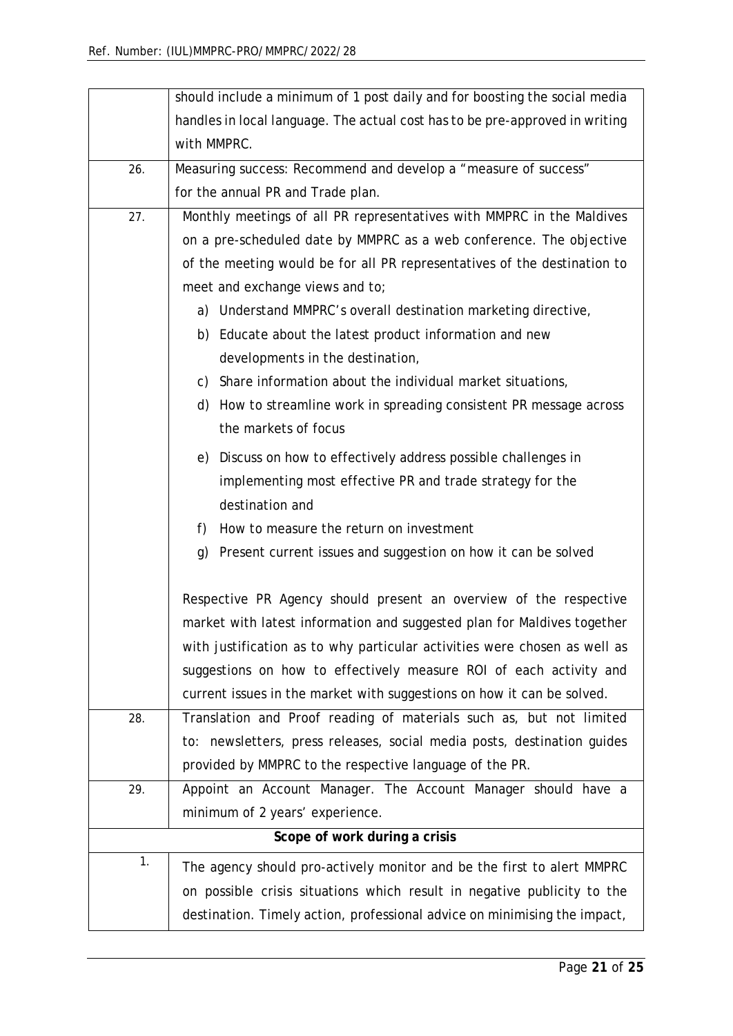| | |
|---|---|
| | should include a minimum of 1 post daily and for boosting the social media handles in local language. The actual cost has to be pre-approved in writing with MMPRC. |
| 26. | Measuring success: Recommend and develop a "measure of success" for the annual PR and Trade plan. |
| 27. | Monthly meetings of all PR representatives with MMPRC in the Maldives on a pre-scheduled date by MMPRC as a web conference. The objective of the meeting would be for all PR representatives of the destination to meet and exchange views and to;<br>a) Understand MMPRC's overall destination marketing directive,<br>b) Educate about the latest product information and new developments in the destination,<br>c) Share information about the individual market situations,<br>d) How to streamline work in spreading consistent PR message across the markets of focus<br>e) Discuss on how to effectively address possible challenges in implementing most effective PR and trade strategy for the destination and<br>f) How to measure the return on investment<br>g) Present current issues and suggestion on how it can be solved<br><br>Respective PR Agency should present an overview of the respective market with latest information and suggested plan for Maldives together with justification as to why particular activities were chosen as well as suggestions on how to effectively measure ROI of each activity and current issues in the market with suggestions on how it can be solved. |
| 28. | Translation and Proof reading of materials such as, but not limited to: newsletters, press releases, social media posts, destination guides provided by MMPRC to the respective language of the PR. |
| 29. | Appoint an Account Manager. The Account Manager should have a minimum of 2 years' experience. |
| **Scope of work during a crisis** | |
| 1. | The agency should pro-actively monitor and be the first to alert MMPRC on possible crisis situations which result in negative publicity to the destination. Timely action, professional advice on minimising the impact, |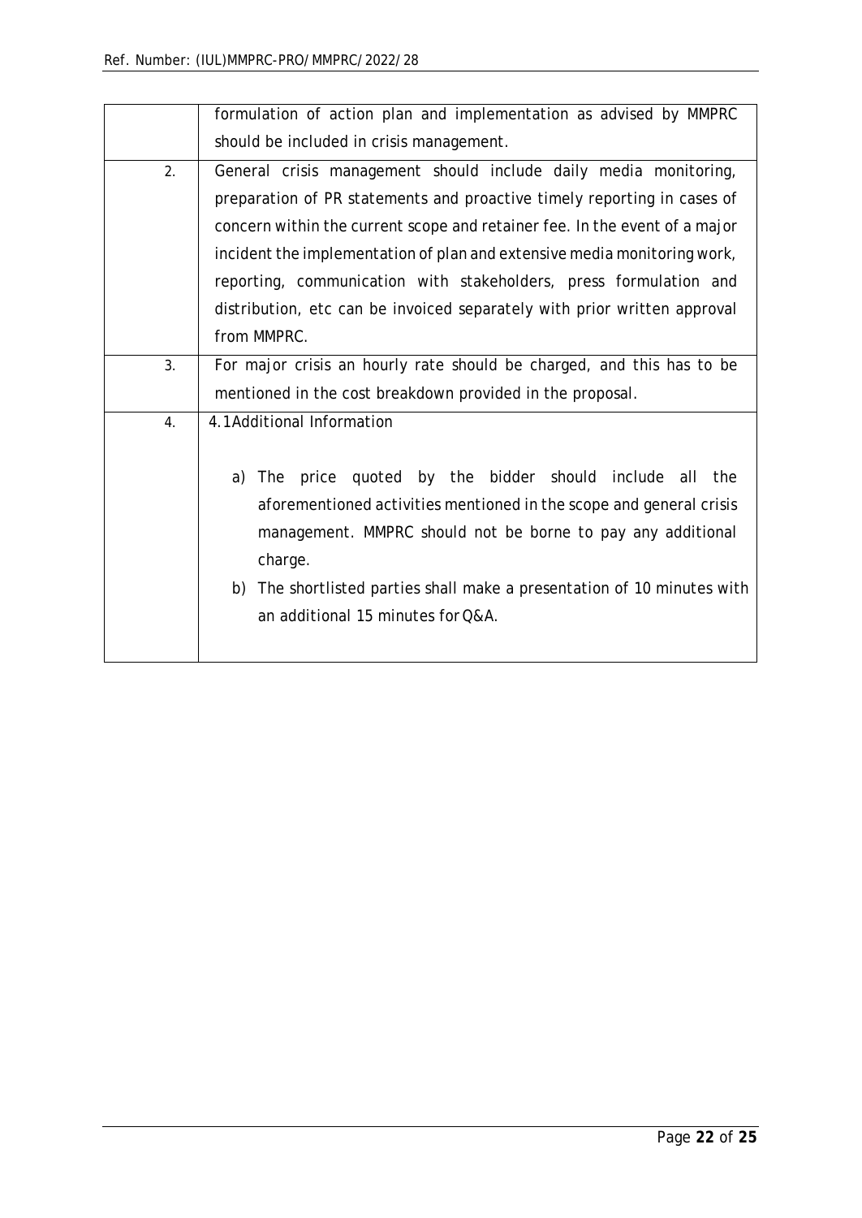|  |  |
|---|---|
|  | formulation of action plan and implementation as advised by MMPRC should be included in crisis management. |
| 2. | General crisis management should include daily media monitoring, preparation of PR statements and proactive timely reporting in cases of concern within the current scope and retainer fee. In the event of a major incident the implementation of plan and extensive media monitoring work, reporting, communication with stakeholders, press formulation and distribution, etc can be invoiced separately with prior written approval from MMPRC. |
| 3. | For major crisis an hourly rate should be charged, and this has to be mentioned in the cost breakdown provided in the proposal. |
| 4. | 4.1Additional Information<br><br>a) The price quoted by the bidder should include all the aforementioned activities mentioned in the scope and general crisis management. MMPRC should not be borne to pay any additional charge.<br>b) The shortlisted parties shall make a presentation of 10 minutes with an additional 15 minutes for Q&A. |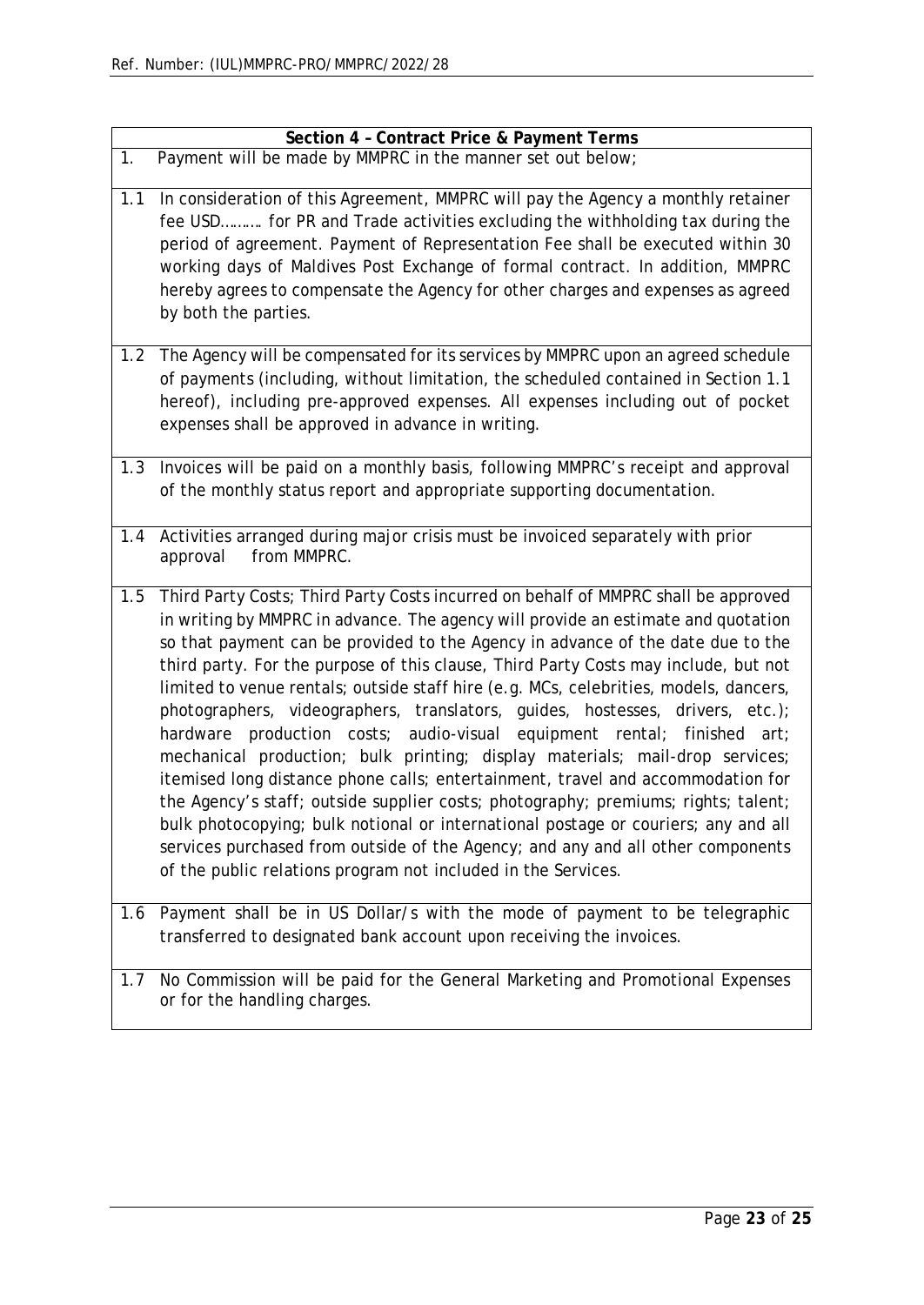| Section 4 – Contract Price & Payment Terms | |
|---|---|
| 1. | Payment will be made by MMPRC in the manner set out below; |
| 1.1 | In consideration of this Agreement, MMPRC will pay the Agency a monthly retainer fee USD……… for PR and Trade activities excluding the withholding tax during the period of agreement. Payment of Representation Fee shall be executed within 30 working days of Maldives Post Exchange of formal contract. In addition, MMPRC hereby agrees to compensate the Agency for other charges and expenses as agreed by both the parties. |
| 1.2 | The Agency will be compensated for its services by MMPRC upon an agreed schedule of payments (including, without limitation, the scheduled contained in Section 1.1 hereof), including pre-approved expenses. All expenses including out of pocket expenses shall be approved in advance in writing. |
| 1.3 | Invoices will be paid on a monthly basis, following MMPRC's receipt and approval of the monthly status report and appropriate supporting documentation. |
| 1.4 | Activities arranged during major crisis must be invoiced separately with prior approval from MMPRC. |
| 1.5 | Third Party Costs; Third Party Costs incurred on behalf of MMPRC shall be approved in writing by MMPRC in advance. The agency will provide an estimate and quotation so that payment can be provided to the Agency in advance of the date due to the third party. For the purpose of this clause, Third Party Costs may include, but not limited to venue rentals; outside staff hire (e.g. MCs, celebrities, models, dancers, photographers, videographers, translators, guides, hostesses, drivers, etc.); hardware production costs; audio-visual equipment rental; finished art; mechanical production; bulk printing; display materials; mail-drop services; itemised long distance phone calls; entertainment, travel and accommodation for the Agency's staff; outside supplier costs; photography; premiums; rights; talent; bulk photocopying; bulk notional or international postage or couriers; any and all services purchased from outside of the Agency; and any and all other components of the public relations program not included in the Services. |
| 1.6 | Payment shall be in US Dollar/s with the mode of payment to be telegraphic transferred to designated bank account upon receiving the invoices. |
| 1.7 | No Commission will be paid for the General Marketing and Promotional Expenses or for the handling charges. |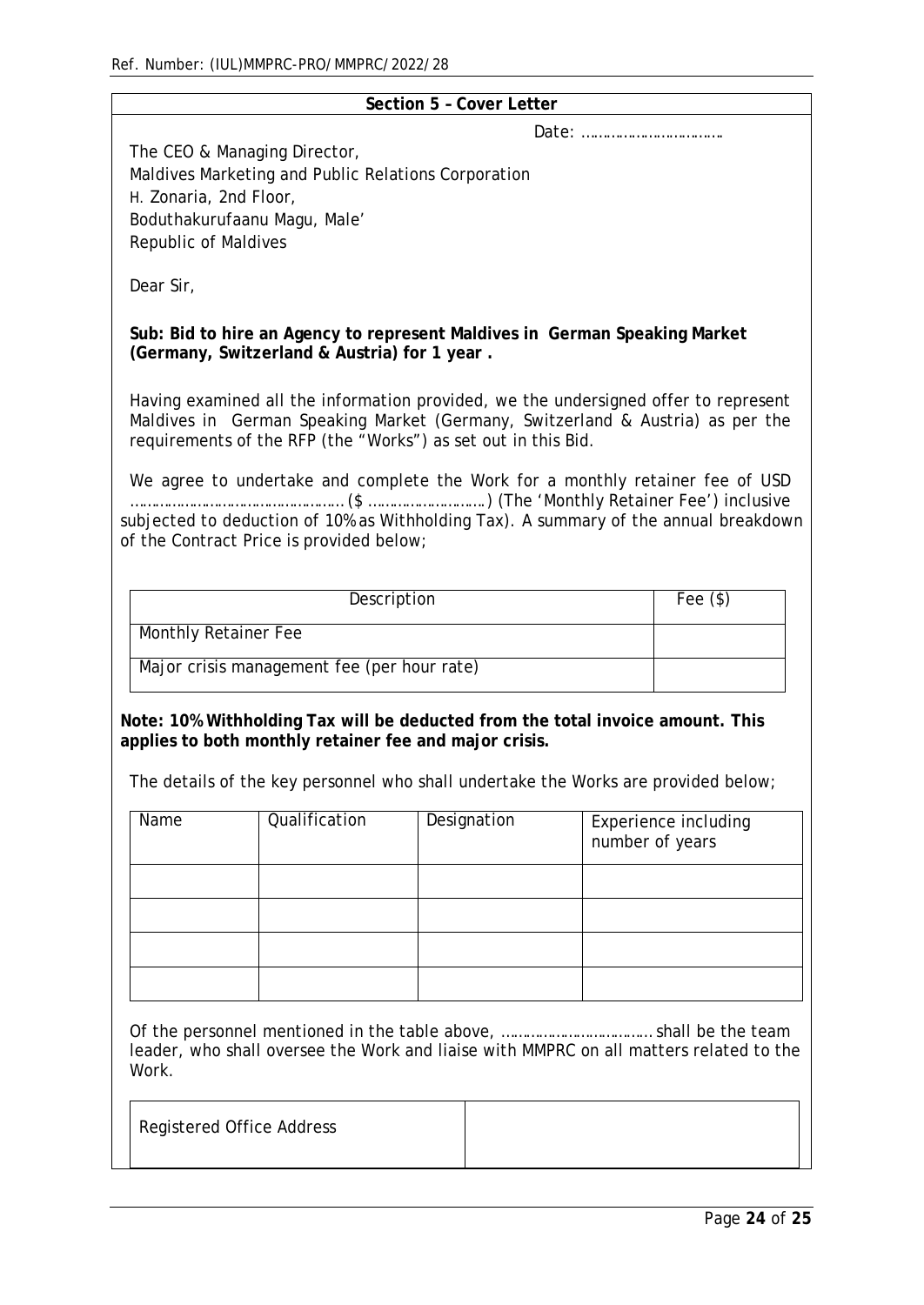Ref. Number: (IUL)MMPRC-PRO/MMPRC/2022/28

## Section 5 – Cover Letter

Date: ……………………………

The CEO & Managing Director,
Maldives Marketing and Public Relations Corporation
H. Zonaria, 2nd Floor,
Boduthakurufaanu Magu, Male'
Republic of Maldives

Dear Sir,

**Sub: Bid to hire an Agency to represent Maldives in German Speaking Market (Germany, Switzerland & Austria) for 1 year .**

Having examined all the information provided, we the undersigned offer to represent Maldives in German Speaking Market (Germany, Switzerland & Austria) as per the requirements of the RFP (the "Works") as set out in this Bid.

We agree to undertake and complete the Work for a monthly retainer fee of USD ……………………………………………(\$ ………………………) (The 'Monthly Retainer Fee') inclusive subjected to deduction of 10% as Withholding Tax). A summary of the annual breakdown of the Contract Price is provided below;

| Description | Fee (\$) |
|---|---|
| Monthly Retainer Fee | |
| Major crisis management fee (per hour rate) | |

**Note: 10% Withholding Tax will be deducted from the total invoice amount. This applies to both monthly retainer fee and major crisis.**

The details of the key personnel who shall undertake the Works are provided below;

| Name | Qualification | Designation | Experience including number of years |
|---|---|---|---|
| | | | |
| | | | |
| | | | |
| | | | |

Of the personnel mentioned in the table above, ………………………………. shall be the team leader, who shall oversee the Work and liaise with MMPRC on all matters related to the Work.

| Registered Office Address | |
|---|---|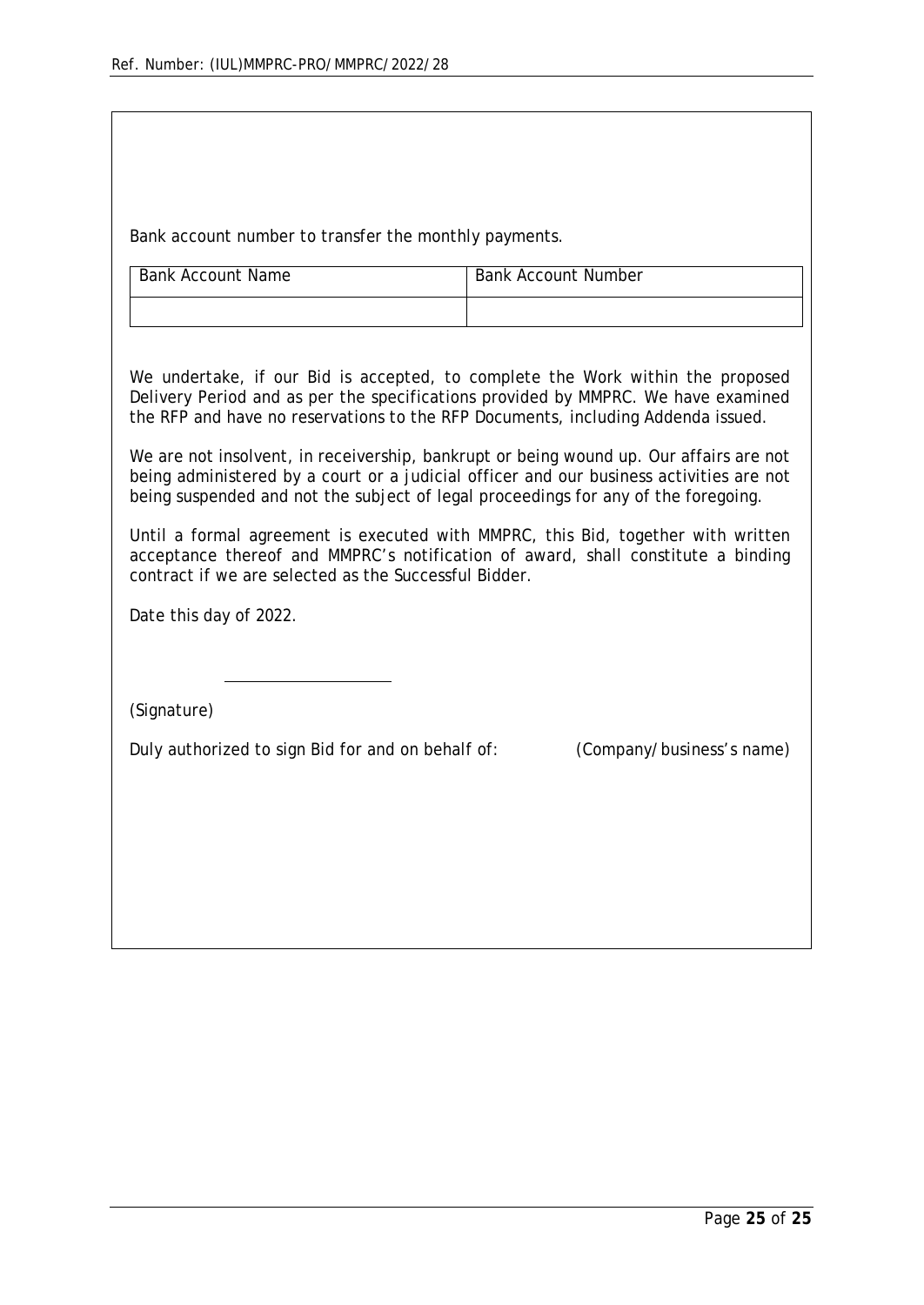Bank account number to transfer the monthly payments.

| Bank Account Name | Bank Account Number |
| --- | --- |
| | |

We undertake, if our Bid is accepted, to complete the Work within the proposed Delivery Period and as per the specifications provided by MMPRC. We have examined the RFP and have no reservations to the RFP Documents, including Addenda issued.

We are not insolvent, in receivership, bankrupt or being wound up. Our affairs are not being administered by a court or a judicial officer and our business activities are not being suspended and not the subject of legal proceedings for any of the foregoing.

Until a formal agreement is executed with MMPRC, this Bid, together with written acceptance thereof and MMPRC's notification of award, shall constitute a binding contract if we are selected as the Successful Bidder.

Date this day of 2022.

\_\_\_\_\_\_\_\_\_\_\_\_\_\_\_\_\_\_\_\_

(Signature)

Duly authorized to sign Bid for and on behalf of: (Company/business's name)